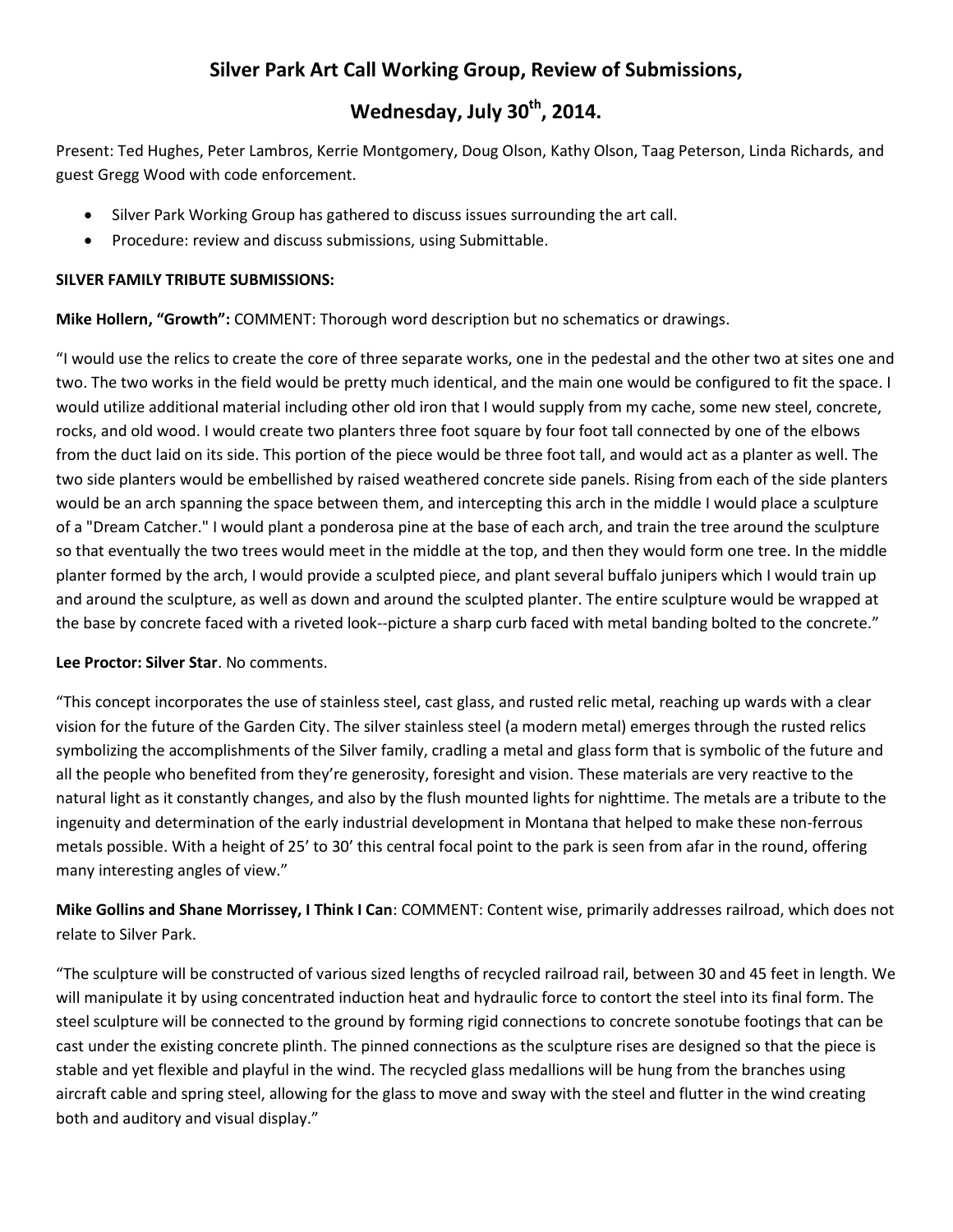# Silver Park Art Call Working Group, Review of Submissions,

# Wednesday, July 30th, 2014.

Present: Ted Hughes, Peter Lambros, Kerrie Montgomery, Doug Olson, Kathy Olson, Taag Peterson, Linda Richards, and guest Gregg Wood with code enforcement.

- Silver Park Working Group has gathered to discuss issues surrounding the art call.
- Procedure: review and discuss submissions, using Submittable.

**SILVER FAMILY TRIBUTE SUBMISSIONS:**

**Mike Hollern, "Growth":** COMMENT: Thorough word description but no schematics or drawings.

"I would use the relics to create the core of three separate works, one in the pedestal and the other two at sites one and two. The two works in the field would be pretty much identical, and the main one would be configured to fit the space. I would utilize additional material including other old iron that I would supply from my cache, some new steel, concrete, rocks, and old wood. I would create two planters three foot square by four foot tall connected by one of the elbows from the duct laid on its side. This portion of the piece would be three foot tall, and would act as a planter as well. The two side planters would be embellished by raised weathered concrete side panels. Rising from each of the side planters would be an arch spanning the space between them, and intercepting this arch in the middle I would place a sculpture of a "Dream Catcher." I would plant a ponderosa pine at the base of each arch, and train the tree around the sculpture so that eventually the two trees would meet in the middle at the top, and then they would form one tree. In the middle planter formed by the arch, I would provide a sculpted piece, and plant several buffalo junipers which I would train up and around the sculpture, as well as down and around the sculpted planter. The entire sculpture would be wrapped at the base by concrete faced with a riveted look--picture a sharp curb faced with metal banding bolted to the concrete."

**Lee Proctor: Silver Star**. No comments.

"This concept incorporates the use of stainless steel, cast glass, and rusted relic metal, reaching up wards with a clear vision for the future of the Garden City. The silver stainless steel (a modern metal) emerges through the rusted relics symbolizing the accomplishments of the Silver family, cradling a metal and glass form that is symbolic of the future and all the people who benefited from they're generosity, foresight and vision. These materials are very reactive to the natural light as it constantly changes, and also by the flush mounted lights for nighttime. The metals are a tribute to the ingenuity and determination of the early industrial development in Montana that helped to make these non-ferrous metals possible. With a height of 25' to 30' this central focal point to the park is seen from afar in the round, offering many interesting angles of view."

**Mike Gollins and Shane Morrissey, I Think I Can**: COMMENT: Content wise, primarily addresses railroad, which does not relate to Silver Park.

"The sculpture will be constructed of various sized lengths of recycled railroad rail, between 30 and 45 feet in length. We will manipulate it by using concentrated induction heat and hydraulic force to contort the steel into its final form. The steel sculpture will be connected to the ground by forming rigid connections to concrete sonotube footings that can be cast under the existing concrete plinth. The pinned connections as the sculpture rises are designed so that the piece is stable and yet flexible and playful in the wind. The recycled glass medallions will be hung from the branches using aircraft cable and spring steel, allowing for the glass to move and sway with the steel and flutter in the wind creating both and auditory and visual display."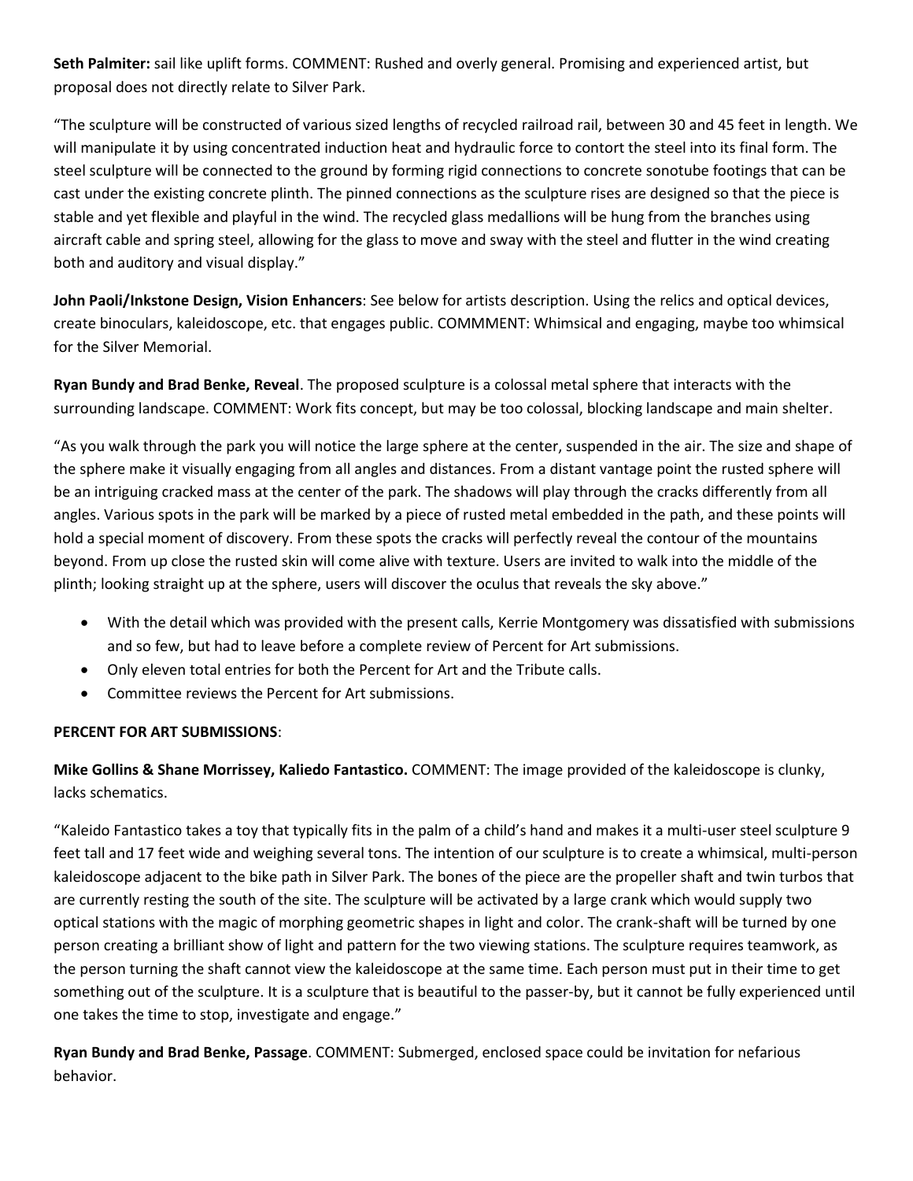**Seth Palmiter:** sail like uplift forms. COMMENT: Rushed and overly general. Promising and experienced artist, but proposal does not directly relate to Silver Park.

"The sculpture will be constructed of various sized lengths of recycled railroad rail, between 30 and 45 feet in length. We will manipulate it by using concentrated induction heat and hydraulic force to contort the steel into its final form. The steel sculpture will be connected to the ground by forming rigid connections to concrete sonotube footings that can be cast under the existing concrete plinth. The pinned connections as the sculpture rises are designed so that the piece is stable and yet flexible and playful in the wind. The recycled glass medallions will be hung from the branches using aircraft cable and spring steel, allowing for the glass to move and sway with the steel and flutter in the wind creating both and auditory and visual display."

**John Paoli/Inkstone Design, Vision Enhancers**: See below for artists description. Using the relics and optical devices, create binoculars, kaleidoscope, etc. that engages public. COMMMENT: Whimsical and engaging, maybe too whimsical for the Silver Memorial.

**Ryan Bundy and Brad Benke, Reveal**. The proposed sculpture is a colossal metal sphere that interacts with the surrounding landscape. COMMENT: Work fits concept, but may be too colossal, blocking landscape and main shelter.

"As you walk through the park you will notice the large sphere at the center, suspended in the air. The size and shape of the sphere make it visually engaging from all angles and distances. From a distant vantage point the rusted sphere will be an intriguing cracked mass at the center of the park. The shadows will play through the cracks differently from all angles. Various spots in the park will be marked by a piece of rusted metal embedded in the path, and these points will hold a special moment of discovery. From these spots the cracks will perfectly reveal the contour of the mountains beyond. From up close the rusted skin will come alive with texture. Users are invited to walk into the middle of the plinth; looking straight up at the sphere, users will discover the oculus that reveals the sky above."

- With the detail which was provided with the present calls, Kerrie Montgomery was dissatisfied with submissions and so few, but had to leave before a complete review of Percent for Art submissions.
- Only eleven total entries for both the Percent for Art and the Tribute calls.
- Committee reviews the Percent for Art submissions.

**PERCENT FOR ART SUBMISSIONS**:

**Mike Gollins & Shane Morrissey, Kaliedo Fantastico.** COMMENT: The image provided of the kaleidoscope is clunky, lacks schematics.

"Kaleido Fantastico takes a toy that typically fits in the palm of a child's hand and makes it a multi-user steel sculpture 9 feet tall and 17 feet wide and weighing several tons. The intention of our sculpture is to create a whimsical, multi-person kaleidoscope adjacent to the bike path in Silver Park. The bones of the piece are the propeller shaft and twin turbos that are currently resting the south of the site. The sculpture will be activated by a large crank which would supply two optical stations with the magic of morphing geometric shapes in light and color. The crank-shaft will be turned by one person creating a brilliant show of light and pattern for the two viewing stations. The sculpture requires teamwork, as the person turning the shaft cannot view the kaleidoscope at the same time. Each person must put in their time to get something out of the sculpture. It is a sculpture that is beautiful to the passer-by, but it cannot be fully experienced until one takes the time to stop, investigate and engage."

**Ryan Bundy and Brad Benke, Passage**. COMMENT: Submerged, enclosed space could be invitation for nefarious behavior.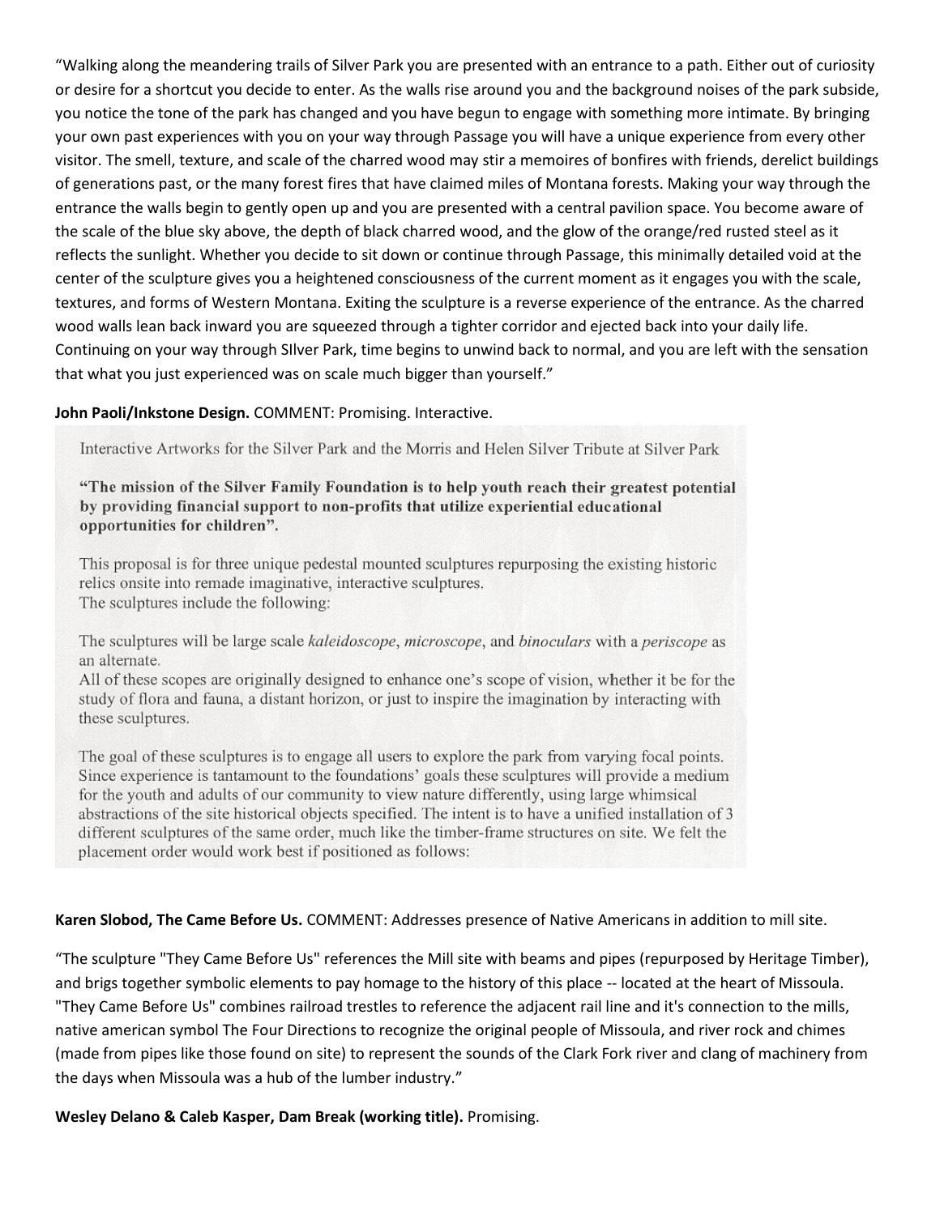"Walking along the meandering trails of Silver Park you are presented with an entrance to a path. Either out of curiosity or desire for a shortcut you decide to enter. As the walls rise around you and the background noises of the park subside, you notice the tone of the park has changed and you have begun to engage with something more intimate. By bringing your own past experiences with you on your way through Passage you will have a unique experience from every other visitor. The smell, texture, and scale of the charred wood may stir a memoires of bonfires with friends, derelict buildings of generations past, or the many forest fires that have claimed miles of Montana forests. Making your way through the entrance the walls begin to gently open up and you are presented with a central pavilion space. You become aware of the scale of the blue sky above, the depth of black charred wood, and the glow of the orange/red rusted steel as it reflects the sunlight. Whether you decide to sit down or continue through Passage, this minimally detailed void at the center of the sculpture gives you a heightened consciousness of the current moment as it engages you with the scale, textures, and forms of Western Montana. Exiting the sculpture is a reverse experience of the entrance. As the charred wood walls lean back inward you are squeezed through a tighter corridor and ejected back into your daily life. Continuing on your way through SIlver Park, time begins to unwind back to normal, and you are left with the sensation that what you just experienced was on scale much bigger than yourself."

**John Paoli/Inkstone Design.** COMMENT: Promising. Interactive.

Interactive Artworks for the Silver Park and the Morris and Helen Silver Tribute at Silver Park

**"The mission of the Silver Family Foundation is to help youth reach their greatest potential by providing financial support to non-profits that utilize experiential educational opportunities for children".**

This proposal is for three unique pedestal mounted sculptures repurposing the existing historic relics onsite into remade imaginative, interactive sculptures.
The sculptures include the following:

The sculptures will be large scale *kaleidoscope*, *microscope*, and *binoculars* with a *periscope* as an alternate.
All of these scopes are originally designed to enhance one's scope of vision, whether it be for the study of flora and fauna, a distant horizon, or just to inspire the imagination by interacting with these sculptures.

The goal of these sculptures is to engage all users to explore the park from varying focal points. Since experience is tantamount to the foundations' goals these sculptures will provide a medium for the youth and adults of our community to view nature differently, using large whimsical abstractions of the site historical objects specified. The intent is to have a unified installation of 3 different sculptures of the same order, much like the timber-frame structures on site. We felt the placement order would work best if positioned as follows:

**Karen Slobod, The Came Before Us.** COMMENT: Addresses presence of Native Americans in addition to mill site.

"The sculpture "They Came Before Us" references the Mill site with beams and pipes (repurposed by Heritage Timber), and brigs together symbolic elements to pay homage to the history of this place -- located at the heart of Missoula. "They Came Before Us" combines railroad trestles to reference the adjacent rail line and it's connection to the mills, native american symbol The Four Directions to recognize the original people of Missoula, and river rock and chimes (made from pipes like those found on site) to represent the sounds of the Clark Fork river and clang of machinery from the days when Missoula was a hub of the lumber industry."

**Wesley Delano & Caleb Kasper, Dam Break (working title).** Promising.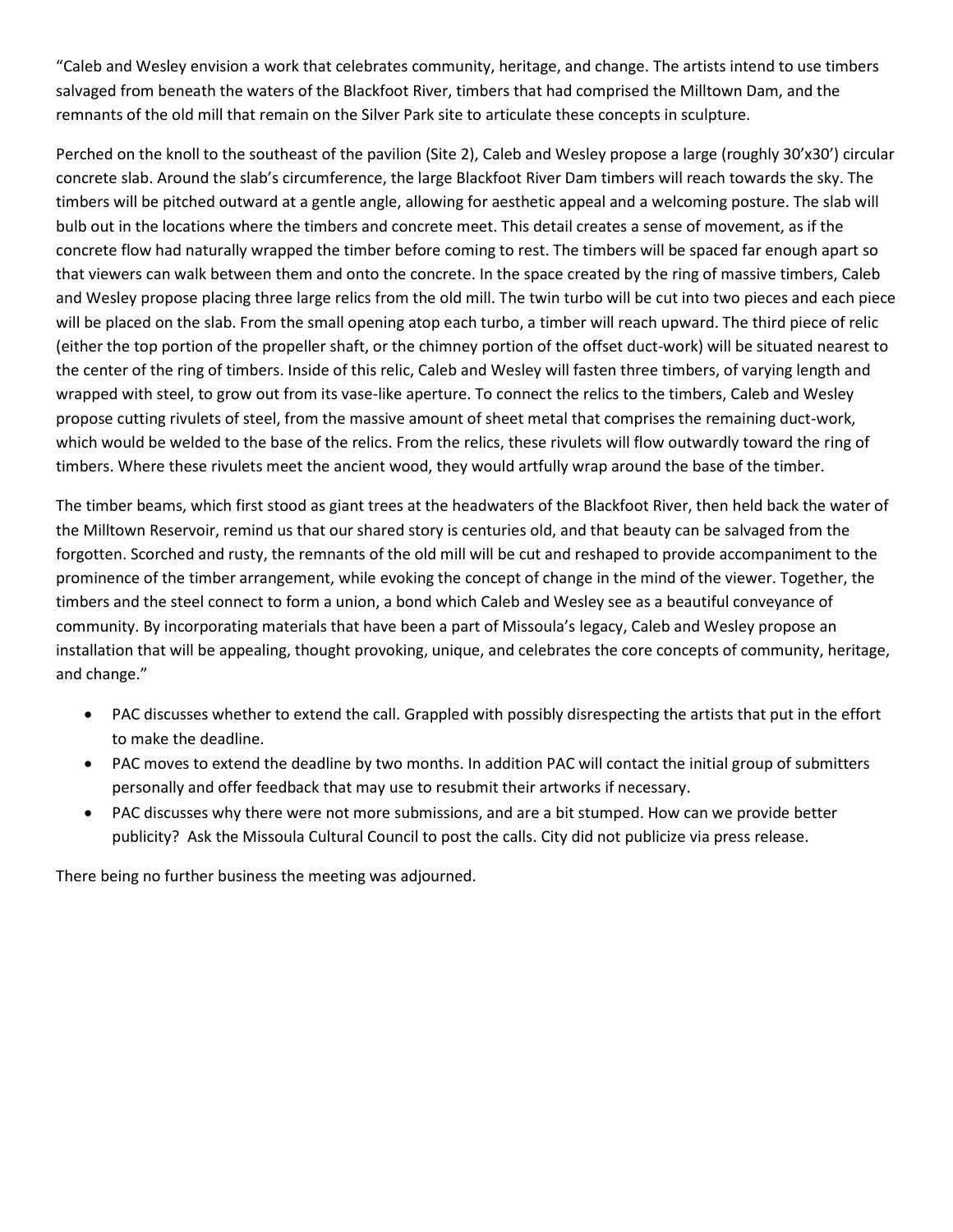"Caleb and Wesley envision a work that celebrates community, heritage, and change. The artists intend to use timbers salvaged from beneath the waters of the Blackfoot River, timbers that had comprised the Milltown Dam, and the remnants of the old mill that remain on the Silver Park site to articulate these concepts in sculpture.

Perched on the knoll to the southeast of the pavilion (Site 2), Caleb and Wesley propose a large (roughly 30'x30') circular concrete slab. Around the slab's circumference, the large Blackfoot River Dam timbers will reach towards the sky. The timbers will be pitched outward at a gentle angle, allowing for aesthetic appeal and a welcoming posture. The slab will bulb out in the locations where the timbers and concrete meet. This detail creates a sense of movement, as if the concrete flow had naturally wrapped the timber before coming to rest. The timbers will be spaced far enough apart so that viewers can walk between them and onto the concrete. In the space created by the ring of massive timbers, Caleb and Wesley propose placing three large relics from the old mill. The twin turbo will be cut into two pieces and each piece will be placed on the slab. From the small opening atop each turbo, a timber will reach upward. The third piece of relic (either the top portion of the propeller shaft, or the chimney portion of the offset duct-work) will be situated nearest to the center of the ring of timbers. Inside of this relic, Caleb and Wesley will fasten three timbers, of varying length and wrapped with steel, to grow out from its vase-like aperture. To connect the relics to the timbers, Caleb and Wesley propose cutting rivulets of steel, from the massive amount of sheet metal that comprises the remaining duct-work, which would be welded to the base of the relics. From the relics, these rivulets will flow outwardly toward the ring of timbers. Where these rivulets meet the ancient wood, they would artfully wrap around the base of the timber.

The timber beams, which first stood as giant trees at the headwaters of the Blackfoot River, then held back the water of the Milltown Reservoir, remind us that our shared story is centuries old, and that beauty can be salvaged from the forgotten. Scorched and rusty, the remnants of the old mill will be cut and reshaped to provide accompaniment to the prominence of the timber arrangement, while evoking the concept of change in the mind of the viewer. Together, the timbers and the steel connect to form a union, a bond which Caleb and Wesley see as a beautiful conveyance of community. By incorporating materials that have been a part of Missoula's legacy, Caleb and Wesley propose an installation that will be appealing, thought provoking, unique, and celebrates the core concepts of community, heritage, and change."

- PAC discusses whether to extend the call. Grappled with possibly disrespecting the artists that put in the effort to make the deadline.
- PAC moves to extend the deadline by two months. In addition PAC will contact the initial group of submitters personally and offer feedback that may use to resubmit their artworks if necessary.
- PAC discusses why there were not more submissions, and are a bit stumped. How can we provide better publicity? Ask the Missoula Cultural Council to post the calls. City did not publicize via press release.

There being no further business the meeting was adjourned.